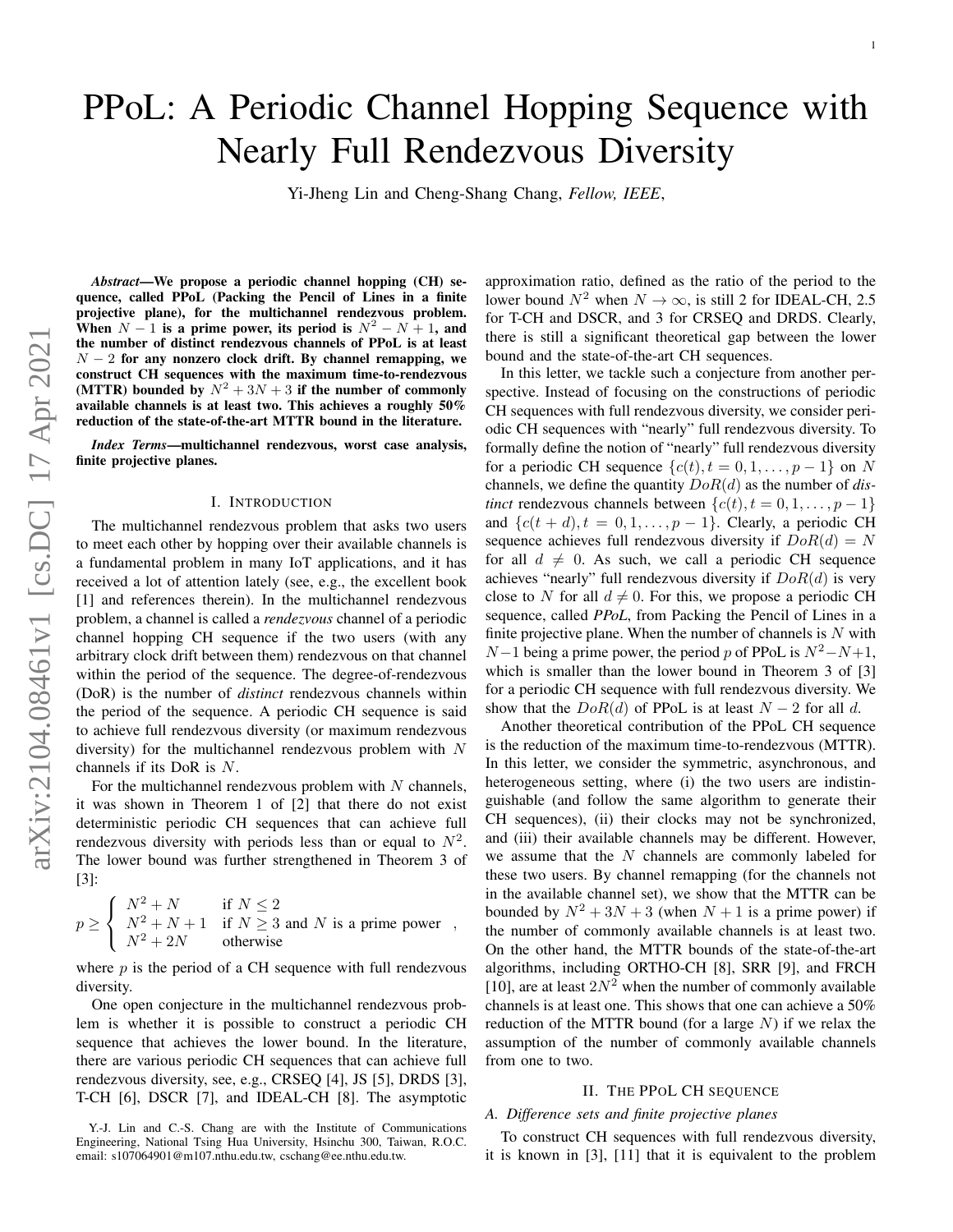# PPoL: A Periodic Channel Hopping Sequence with Nearly Full Rendezvous Diversity

Yi-Jheng Lin and Cheng-Shang Chang, *Fellow, IEEE*,

***Abstract*—We propose a periodic channel hopping (CH) sequence, called PPoL (Packing the Pencil of Lines in a finite projective plane), for the multichannel rendezvous problem. When $N-1$ is a prime power, its period is $N^2-N+1$, and the number of distinct rendezvous channels of PPoL is at least $N-2$ for any nonzero clock drift. By channel remapping, we construct CH sequences with the maximum time-to-rendezvous (MTTR) bounded by $N^2+3N+3$ if the number of commonly available channels is at least two. This achieves a roughly 50% reduction of the state-of-the-art MTTR bound in the literature.**

***Index Terms*—multichannel rendezvous, worst case analysis, finite projective planes.**

## I. Introduction

The multichannel rendezvous problem that asks two users to meet each other by hopping over their available channels is a fundamental problem in many IoT applications, and it has received a lot of attention lately (see, e.g., the excellent book [1] and references therein). In the multichannel rendezvous problem, a channel is called a *rendezvous* channel of a periodic channel hopping CH sequence if the two users (with any arbitrary clock drift between them) rendezvous on that channel within the period of the sequence. The degree-of-rendezvous (DoR) is the number of *distinct* rendezvous channels within the period of the sequence. A periodic CH sequence is said to achieve full rendezvous diversity (or maximum rendezvous diversity) for the multichannel rendezvous problem with $N$ channels if its DoR is $N$.

For the multichannel rendezvous problem with $N$ channels, it was shown in Theorem 1 of [2] that there do not exist deterministic periodic CH sequences that can achieve full rendezvous diversity with periods less than or equal to $N^2$. The lower bound was further strengthened in Theorem 3 of [3]:

$$p \geq \begin{cases} N^2+N & \text{if } N \leq 2 \\ N^2+N+1 & \text{if } N \geq 3 \text{ and } N \text{ is a prime power} \\ N^2+2N & \text{otherwise} \end{cases},$$

where $p$ is the period of a CH sequence with full rendezvous diversity.

One open conjecture in the multichannel rendezvous problem is whether it is possible to construct a periodic CH sequence that achieves the lower bound. In the literature, there are various periodic CH sequences that can achieve full rendezvous diversity, see, e.g., CRSEQ [4], JS [5], DRDS [3], T-CH [6], DSCR [7], and IDEAL-CH [8]. The asymptotic approximation ratio, defined as the ratio of the period to the lower bound $N^2$ when $N \to \infty$, is still 2 for IDEAL-CH, 2.5 for T-CH and DSCR, and 3 for CRSEQ and DRDS. Clearly, there is still a significant theoretical gap between the lower bound and the state-of-the-art CH sequences.

In this letter, we tackle such a conjecture from another perspective. Instead of focusing on the constructions of periodic CH sequences with full rendezvous diversity, we consider periodic CH sequences with "nearly" full rendezvous diversity. To formally define the notion of "nearly" full rendezvous diversity for a periodic CH sequence $\{c(t), t=0,1,\ldots,p-1\}$ on $N$ channels, we define the quantity $DoR(d)$ as the number of *distinct* rendezvous channels between $\{c(t), t=0,1,\ldots,p-1\}$ and $\{c(t+d), t=0,1,\ldots,p-1\}$. Clearly, a periodic CH sequence achieves full rendezvous diversity if $DoR(d)=N$ for all $d \neq 0$. As such, we call a periodic CH sequence achieves "nearly" full rendezvous diversity if $DoR(d)$ is very close to $N$ for all $d \neq 0$. For this, we propose a periodic CH sequence, called *PPoL*, from Packing the Pencil of Lines in a finite projective plane. When the number of channels is $N$ with $N-1$ being a prime power, the period $p$ of PPoL is $N^2-N+1$, which is smaller than the lower bound in Theorem 3 of [3] for a periodic CH sequence with full rendezvous diversity. We show that the $DoR(d)$ of PPoL is at least $N-2$ for all $d$.

Another theoretical contribution of the PPoL CH sequence is the reduction of the maximum time-to-rendezvous (MTTR). In this letter, we consider the symmetric, asynchronous, and heterogeneous setting, where (i) the two users are indistinguishable (and follow the same algorithm to generate their CH sequences), (ii) their clocks may not be synchronized, and (iii) their available channels may be different. However, we assume that the $N$ channels are commonly labeled for these two users. By channel remapping (for the channels not in the available channel set), we show that the MTTR can be bounded by $N^2+3N+3$ (when $N+1$ is a prime power) if the number of commonly available channels is at least two. On the other hand, the MTTR bounds of the state-of-the-art algorithms, including ORTHO-CH [8], SRR [9], and FRCH [10], are at least $2N^2$ when the number of commonly available channels is at least one. This shows that one can achieve a 50% reduction of the MTTR bound (for a large $N$) if we relax the assumption of the number of commonly available channels from one to two.

## II. The PPoL CH sequence

### A. Difference sets and finite projective planes

To construct CH sequences with full rendezvous diversity, it is known in [3], [11] that it is equivalent to the problem

Y.-J. Lin and C.-S. Chang are with the Institute of Communications Engineering, National Tsing Hua University, Hsinchu 300, Taiwan, R.O.C. email: s107064901@m107.nthu.edu.tw, cschang@ee.nthu.edu.tw.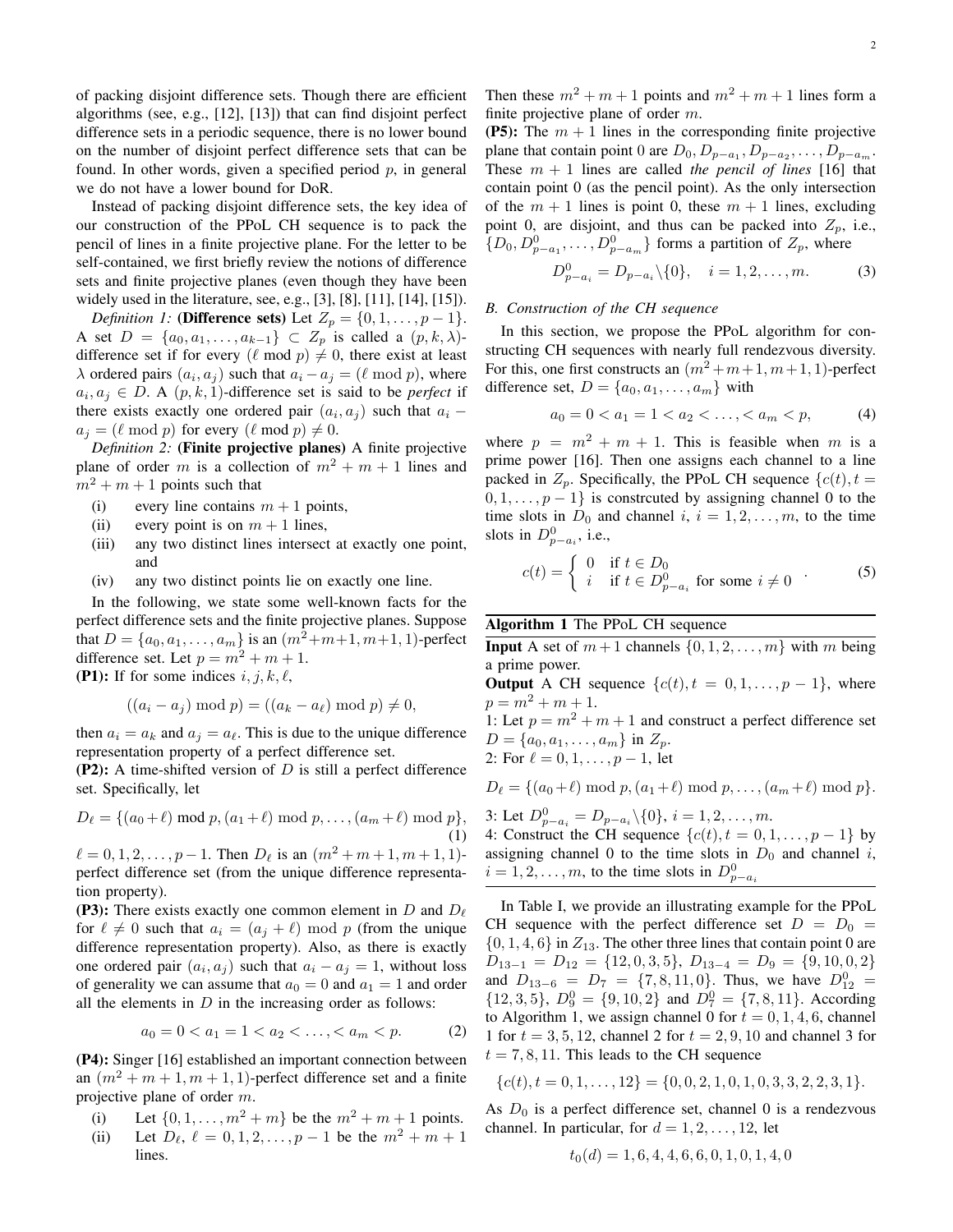of packing disjoint difference sets. Though there are efficient algorithms (see, e.g., [12], [13]) that can find disjoint perfect difference sets in a periodic sequence, there is no lower bound on the number of disjoint perfect difference sets that can be found. In other words, given a specified period $p$, in general we do not have a lower bound for DoR.

Instead of packing disjoint difference sets, the key idea of our construction of the PPoL CH sequence is to pack the pencil of lines in a finite projective plane. For the letter to be self-contained, we first briefly review the notions of difference sets and finite projective planes (even though they have been widely used in the literature, see, e.g., [3], [8], [11], [14], [15]).

*Definition 1:* **(Difference sets)** Let $Z_p = \{0, 1, \ldots, p-1\}$. A set $D = \{a_0, a_1, \ldots, a_{k-1}\} \subset Z_p$ is called a $(p, k, \lambda)$-difference set if for every $(\ell \bmod p) \neq 0$, there exist at least $\lambda$ ordered pairs $(a_i, a_j)$ such that $a_i - a_j = (\ell \bmod p)$, where $a_i, a_j \in D$. A $(p, k, 1)$-difference set is said to be *perfect* if there exists exactly one ordered pair $(a_i, a_j)$ such that $a_i - a_j = (\ell \bmod p)$ for every $(\ell \bmod p) \neq 0$.

*Definition 2:* **(Finite projective planes)** A finite projective plane of order $m$ is a collection of $m^2 + m + 1$ lines and $m^2 + m + 1$ points such that

- (i) every line contains $m + 1$ points,
- (ii) every point is on $m + 1$ lines,
- (iii) any two distinct lines intersect at exactly one point, and
- (iv) any two distinct points lie on exactly one line.

In the following, we state some well-known facts for the perfect difference sets and the finite projective planes. Suppose that $D = \{a_0, a_1, \ldots, a_m\}$ is an $(m^2+m+1, m+1, 1)$-perfect difference set. Let $p = m^2 + m + 1$.

**(P1):** If for some indices $i, j, k, \ell$,

$$((a_i - a_j) \bmod p) = ((a_k - a_\ell) \bmod p) \neq 0,$$

then $a_i = a_k$ and $a_j = a_\ell$. This is due to the unique difference representation property of a perfect difference set.

**(P2):** A time-shifted version of $D$ is still a perfect difference set. Specifically, let

$$D_\ell = \{(a_0 + \ell) \bmod p, (a_1 + \ell) \bmod p, \ldots, (a_m + \ell) \bmod p\}, \tag{1}$$

$\ell = 0, 1, 2, \ldots, p-1$. Then $D_\ell$ is an $(m^2+m+1, m+1, 1)$-perfect difference set (from the unique difference representation property).

**(P3):** There exists exactly one common element in $D$ and $D_\ell$ for $\ell \neq 0$ such that $a_i = (a_j + \ell) \bmod p$ (from the unique difference representation property). Also, as there is exactly one ordered pair $(a_i, a_j)$ such that $a_i - a_j = 1$, without loss of generality we can assume that $a_0 = 0$ and $a_1 = 1$ and order all the elements in $D$ in the increasing order as follows:

$$a_0 = 0 < a_1 = 1 < a_2 < \ldots, < a_m < p. \tag{2}$$

**(P4):** Singer [16] established an important connection between an $(m^2 + m + 1, m + 1, 1)$-perfect difference set and a finite projective plane of order $m$.

- (i) Let $\{0, 1, \ldots, m^2 + m\}$ be the $m^2 + m + 1$ points.
- (ii) Let $D_\ell$, $\ell = 0, 1, 2, \ldots, p-1$ be the $m^2 + m + 1$ lines.

Then these $m^2 + m + 1$ points and $m^2 + m + 1$ lines form a finite projective plane of order $m$.

**(P5):** The $m + 1$ lines in the corresponding finite projective plane that contain point 0 are $D_0, D_{p-a_1}, D_{p-a_2}, \ldots, D_{p-a_m}$. These $m + 1$ lines are called *the pencil of lines* [16] that contain point 0 (as the pencil point). As the only intersection of the $m + 1$ lines is point 0, these $m + 1$ lines, excluding point 0, are disjoint, and thus can be packed into $Z_p$, i.e., $\{D_0, D^0_{p-a_1}, \ldots, D^0_{p-a_m}\}$ forms a partition of $Z_p$, where

$$D^0_{p-a_i} = D_{p-a_i} \backslash \{0\}, \quad i = 1, 2, \ldots, m. \tag{3}$$

### B. Construction of the CH sequence

In this section, we propose the PPoL algorithm for constructing CH sequences with nearly full rendezvous diversity. For this, one first constructs an $(m^2+m+1, m+1, 1)$-perfect difference set, $D = \{a_0, a_1, \ldots, a_m\}$ with

$$a_0 = 0 < a_1 = 1 < a_2 < \ldots, < a_m < p, \tag{4}$$

where $p = m^2 + m + 1$. This is feasible when $m$ is a prime power [16]. Then one assigns each channel to a line packed in $Z_p$. Specifically, the PPoL CH sequence $\{c(t), t = 0, 1, \ldots, p-1\}$ is constrcuted by assigning channel 0 to the time slots in $D_0$ and channel $i$, $i = 1, 2, \ldots, m$, to the time slots in $D^0_{p-a_i}$, i.e.,

$$c(t) = \begin{cases} 0 & \text{if } t \in D_0 \\ i & \text{if } t \in D^0_{p-a_i} \text{ for some } i \neq 0 \end{cases}. \tag{5}$$

---

**Algorithm 1** The PPoL CH sequence

**Input** A set of $m+1$ channels $\{0, 1, 2, \ldots, m\}$ with $m$ being a prime power.

**Output** A CH sequence $\{c(t), t = 0, 1, \ldots, p-1\}$, where $p = m^2 + m + 1$.

1: Let $p = m^2 + m + 1$ and construct a perfect difference set $D = \{a_0, a_1, \ldots, a_m\}$ in $Z_p$.

2: For $\ell = 0, 1, \ldots, p-1$, let

$$D_\ell = \{(a_0 + \ell) \bmod p, (a_1 + \ell) \bmod p, \ldots, (a_m + \ell) \bmod p\}.$$

3: Let $D^0_{p-a_i} = D_{p-a_i} \backslash \{0\}$, $i = 1, 2, \ldots, m$.

4: Construct the CH sequence $\{c(t), t = 0, 1, \ldots, p-1\}$ by assigning channel 0 to the time slots in $D_0$ and channel $i$, $i = 1, 2, \ldots, m$, to the time slots in $D^0_{p-a_i}$

---

In Table I, we provide an illustrating example for the PPoL CH sequence with the perfect difference set $D = D_0 = \{0, 1, 4, 6\}$ in $Z_{13}$. The other three lines that contain point 0 are $D_{13-1} = D_{12} = \{12, 0, 3, 5\}$, $D_{13-4} = D_9 = \{9, 10, 0, 2\}$ and $D_{13-6} = D_7 = \{7, 8, 11, 0\}$. Thus, we have $D^0_{12} = \{12, 3, 5\}$, $D^0_9 = \{9, 10, 2\}$ and $D^0_7 = \{7, 8, 11\}$. According to Algorithm 1, we assign channel 0 for $t = 0, 1, 4, 6$, channel 1 for $t = 3, 5, 12$, channel 2 for $t = 2, 9, 10$ and channel 3 for $t = 7, 8, 11$. This leads to the CH sequence

$$\{c(t), t = 0, 1, \ldots, 12\} = \{0, 0, 2, 1, 0, 1, 0, 3, 3, 2, 2, 3, 1\}.$$

As $D_0$ is a perfect difference set, channel 0 is a rendezvous channel. In particular, for $d = 1, 2, \ldots, 12$, let

$$t_0(d) = 1, 6, 4, 4, 6, 6, 0, 1, 0, 1, 4, 0$$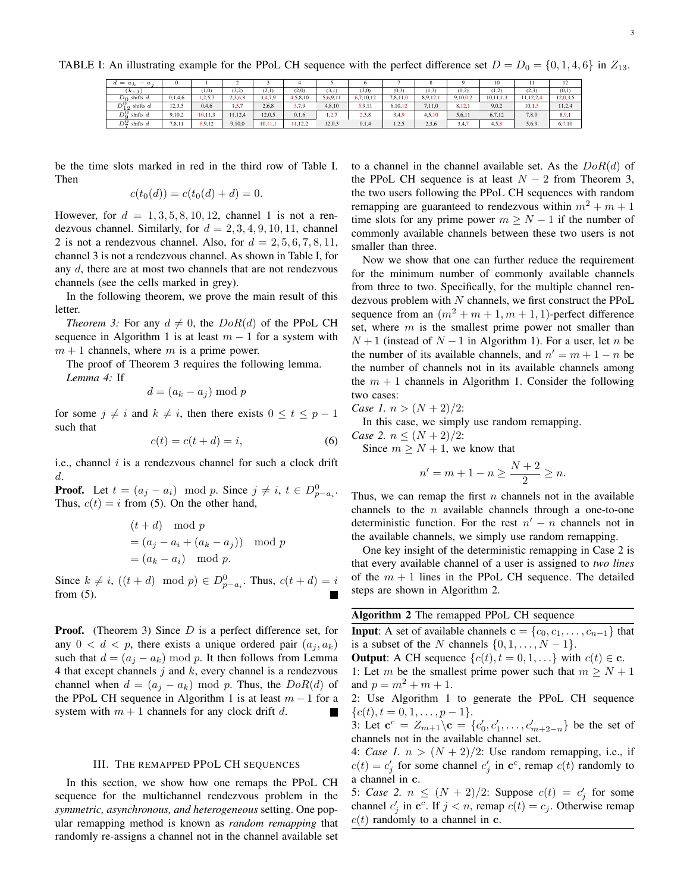TABLE I: An illustrating example for the PPoL CH sequence with the perfect difference set $D = D_0 = \{0, 1, 4, 6\}$ in $Z_{13}$.

| $d = a_k - a_j$ | 0 | 1 | 2 | 3 | 4 | 5 | 6 | 7 | 8 | 9 | 10 | 11 | 12 |
|---|---|---|---|---|---|---|---|---|---|---|---|---|---|
| $(k, j)$ | | (1,0) | (3,2) | (2,1) | (2,0) | (3,1) | (3,0) | (0,3) | (1,3) | (0,2) | (1,2) | (2,3) | (0,1) |
| $D_0$ shifts $d$ | 0,1,4,6 | 1,2,5,7 | 2,3,6,8 | 3,4,7,9 | 4,5,8,10 | 5,6,9,11 | 6,7,10,12 | 7,8,11,0 | 8,9,12,1 | 9,10,0,2 | 10,11,1,3 | 11,12,2,4 | 12,0,3,5 |
| $D_{12}^0$ shifts $d$ | 12,3,5 | 0,4,6 | 1,5,7 | 2,6,8 | 3,7,9 | 4,8,10 | 5,9,11 | 6,10,12 | 7,11,0 | 8,12,1 | 9,0,2 | 10,1,3 | 11,2,4 |
| $D_9^0$ shifts $d$ | 9,10,2 | 10,11,3 | 11,12,4 | 12,0,5 | 0,1,6 | 1,2,7 | 2,3,8 | 3,4,9 | 4,5,10 | 5,6,11 | 6,7,12 | 7,8,0 | 8,9,1 |
| $D_7^0$ shifts $d$ | 7,8,11 | 8,9,12 | 9,10,0 | 10,11,1 | 11,12,2 | 12,0,3 | 0,1,4 | 1,2,5 | 2,3,6 | 3,4,7 | 4,5,8 | 5,6,9 | 6,7,10 |

be the time slots marked in red in the third row of Table I. Then

$$c(t_0(d)) = c(t_0(d) + d) = 0.$$

However, for $d = 1, 3, 5, 8, 10, 12$, channel 1 is not a rendezvous channel. Similarly, for $d = 2, 3, 4, 9, 10, 11$, channel 2 is not a rendezvous channel. Also, for $d = 2, 5, 6, 7, 8, 11$, channel 3 is not a rendezvous channel. As shown in Table I, for any $d$, there are at most two channels that are not rendezvous channels (see the cells marked in grey).

In the following theorem, we prove the main result of this letter.

*Theorem 3:* For any $d \neq 0$, the $DoR(d)$ of the PPoL CH sequence in Algorithm 1 is at least $m - 1$ for a system with $m + 1$ channels, where $m$ is a prime power.

The proof of Theorem 3 requires the following lemma.

*Lemma 4:* If

$$d = (a_k - a_j) \bmod p$$

for some $j \neq i$ and $k \neq i$, then there exists $0 \leq t \leq p - 1$ such that

$$c(t) = c(t + d) = i, \tag{6}$$

i.e., channel $i$ is a rendezvous channel for such a clock drift $d$.

**Proof.** Let $t = (a_j - a_i) \mod p$. Since $j \neq i$, $t \in D^0_{p-a_i}$. Thus, $c(t) = i$ from (5). On the other hand,

$$\begin{aligned} &(t + d) \mod p \\ &= (a_j - a_i + (a_k - a_j)) \mod p \\ &= (a_k - a_i) \mod p. \end{aligned}$$

Since $k \neq i$, $((t + d) \mod p) \in D^0_{p-a_i}$. Thus, $c(t + d) = i$ from (5). ∎

**Proof.** (Theorem 3) Since $D$ is a perfect difference set, for any $0 < d < p$, there exists a unique ordered pair $(a_j, a_k)$ such that $d = (a_j - a_k) \bmod p$. It then follows from Lemma 4 that except channels $j$ and $k$, every channel is a rendezvous channel when $d = (a_j - a_k) \bmod p$. Thus, the $DoR(d)$ of the PPoL CH sequence in Algorithm 1 is at least $m - 1$ for a system with $m + 1$ channels for any clock drift $d$. ∎

## III. The Remapped PPoL CH Sequences

In this section, we show how one remaps the PPoL CH sequence for the multichannel rendezvous problem in the *symmetric, asynchronous, and heterogeneous* setting. One popular remapping method is known as *random remapping* that randomly re-assigns a channel not in the channel available set to a channel in the channel available set. As the $DoR(d)$ of the PPoL CH sequence is at least $N - 2$ from Theorem 3, the two users following the PPoL CH sequences with random remapping are guaranteed to rendezvous within $m^2 + m + 1$ time slots for any prime power $m \geq N - 1$ if the number of commonly available channels between these two users is not smaller than three.

Now we show that one can further reduce the requirement for the minimum number of commonly available channels from three to two. Specifically, for the multiple channel rendezvous problem with $N$ channels, we first construct the PPoL sequence from an $(m^2 + m + 1, m + 1, 1)$-perfect difference set, where $m$ is the smallest prime power not smaller than $N + 1$ (instead of $N - 1$ in Algorithm 1). For a user, let $n$ be the number of its available channels, and $n' = m + 1 - n$ be the number of channels not in its available channels among the $m + 1$ channels in Algorithm 1. Consider the following two cases:

*Case 1.* $n > (N + 2)/2$:

In this case, we simply use random remapping.

*Case 2.* $n \leq (N + 2)/2$:

Since $m \geq N + 1$, we know that

$$n' = m + 1 - n \geq \frac{N + 2}{2} \geq n.$$

Thus, we can remap the first $n$ channels not in the available channels to the $n$ available channels through a one-to-one deterministic function. For the rest $n' - n$ channels not in the available channels, we simply use random remapping.

One key insight of the deterministic remapping in Case 2 is that every available channel of a user is assigned to *two lines* of the $m + 1$ lines in the PPoL CH sequence. The detailed steps are shown in Algorithm 2.

---

**Algorithm 2** The remapped PPoL CH sequence

---

**Input**: A set of available channels $\mathbf{c} = \{c_0, c_1, \ldots, c_{n-1}\}$ that is a subset of the $N$ channels $\{0, 1, \ldots, N - 1\}$.

**Output**: A CH sequence $\{c(t), t = 0, 1, \ldots\}$ with $c(t) \in \mathbf{c}$.

1: Let $m$ be the smallest prime power such that $m \geq N + 1$ and $p = m^2 + m + 1$.

2: Use Algorithm 1 to generate the PPoL CH sequence $\{c(t), t = 0, 1, \ldots, p - 1\}$.

3: Let $\mathbf{c}^c = Z_{m+1} \backslash \mathbf{c} = \{c'_0, c'_1, \ldots, c'_{m+2-n}\}$ be the set of channels not in the available channel set.

4: *Case 1.* $n > (N + 2)/2$: Use random remapping, i.e., if $c(t) = c'_j$ for some channel $c'_j$ in $\mathbf{c}^c$, remap $c(t)$ randomly to a channel in $\mathbf{c}$.

5: *Case 2.* $n \leq (N + 2)/2$: Suppose $c(t) = c'_j$ for some channel $c'_j$ in $\mathbf{c}^c$. If $j < n$, remap $c(t) = c_j$. Otherwise remap $c(t)$ randomly to a channel in $\mathbf{c}$.

---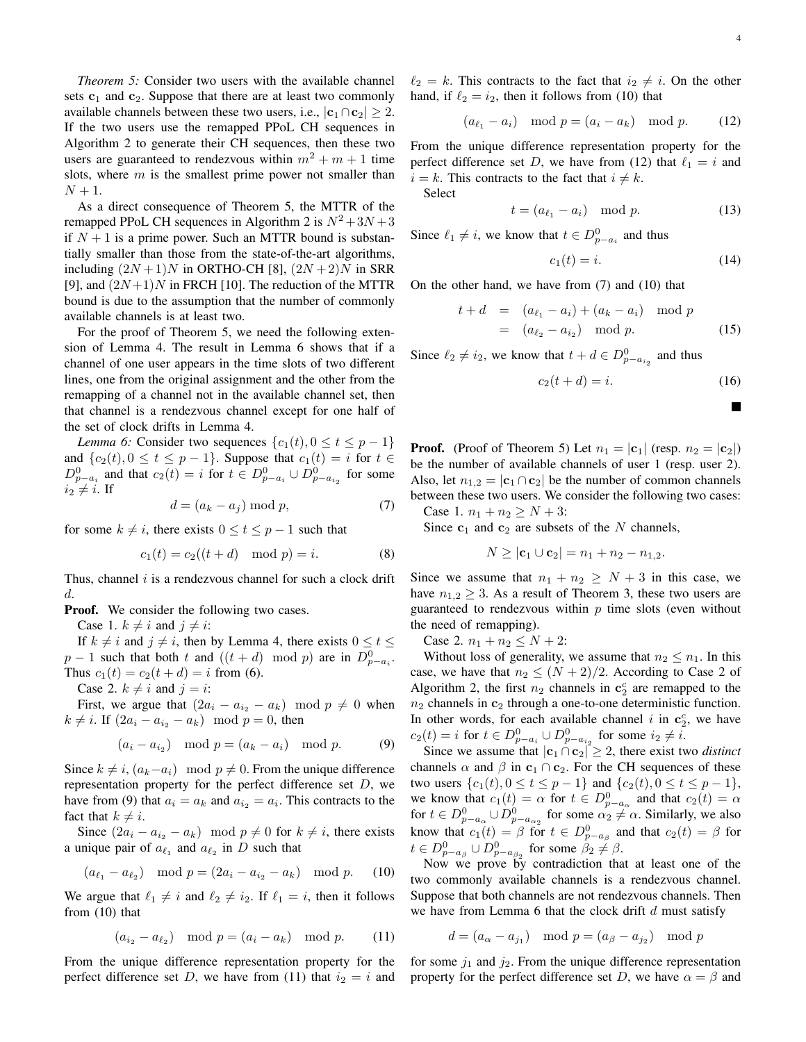*Theorem 5:* Consider two users with the available channel sets $\mathbf{c}_1$ and $\mathbf{c}_2$. Suppose that there are at least two commonly available channels between these two users, i.e., $|\mathbf{c}_1 \cap \mathbf{c}_2| \geq 2$. If the two users use the remapped PPoL CH sequences in Algorithm 2 to generate their CH sequences, then these two users are guaranteed to rendezvous within $m^2+m+1$ time slots, where $m$ is the smallest prime power not smaller than $N+1$.

As a direct consequence of Theorem 5, the MTTR of the remapped PPoL CH sequences in Algorithm 2 is $N^2+3N+3$ if $N+1$ is a prime power. Such an MTTR bound is substantially smaller than those from the state-of-the-art algorithms, including $(2N+1)N$ in ORTHO-CH [8], $(2N+2)N$ in SRR [9], and $(2N+1)N$ in FRCH [10]. The reduction of the MTTR bound is due to the assumption that the number of commonly available channels is at least two.

For the proof of Theorem 5, we need the following extension of Lemma 4. The result in Lemma 6 shows that if a channel of one user appears in the time slots of two different lines, one from the original assignment and the other from the remapping of a channel not in the available channel set, then that channel is a rendezvous channel except for one half of the set of clock drifts in Lemma 4.

*Lemma 6:* Consider two sequences $\{c_1(t), 0 \leq t \leq p-1\}$ and $\{c_2(t), 0 \leq t \leq p-1\}$. Suppose that $c_1(t) = i$ for $t \in D^0_{p-a_i}$ and that $c_2(t) = i$ for $t \in D^0_{p-a_i} \cup D^0_{p-a_{i_2}}$ for some $i_2 \neq i$. If

$$d = (a_k - a_j) \bmod p, \tag{7}$$

for some $k \neq i$, there exists $0 \leq t \leq p-1$ such that

$$c_1(t) = c_2((t+d) \mod p) = i. \tag{8}$$

Thus, channel $i$ is a rendezvous channel for such a clock drift $d$.

**Proof.** We consider the following two cases:

Case 1. $k \neq i$ and $j \neq i$:

If $k \neq i$ and $j \neq i$, then by Lemma 4, there exists $0 \leq t \leq p-1$ such that both $t$ and $((t+d) \mod p)$ are in $D^0_{p-a_i}$. Thus $c_1(t) = c_2(t+d) = i$ from (6).

Case 2. $k \neq i$ and $j = i$:

First, we argue that $(2a_i - a_{i_2} - a_k) \mod p \neq 0$ when $k \neq i$. If $(2a_i - a_{i_2} - a_k) \mod p = 0$, then

$$(a_i - a_{i_2}) \mod p = (a_k - a_i) \mod p. \tag{9}$$

Since $k \neq i$, $(a_k - a_i) \mod p \neq 0$. From the unique difference representation property for the perfect difference set $D$, we have from (9) that $a_i = a_k$ and $a_{i_2} = a_i$. This contracts to the fact that $k \neq i$.

Since $(2a_i - a_{i_2} - a_k) \mod p \neq 0$ for $k \neq i$, there exists a unique pair of $a_{\ell_1}$ and $a_{\ell_2}$ in $D$ such that

$$(a_{\ell_1} - a_{\ell_2}) \mod p = (2a_i - a_{i_2} - a_k) \mod p. \tag{10}$$

We argue that $\ell_1 \neq i$ and $\ell_2 \neq i_2$. If $\ell_1 = i$, then it follows from (10) that

$$(a_{i_2} - a_{\ell_2}) \mod p = (a_i - a_k) \mod p. \tag{11}$$

From the unique difference representation property for the perfect difference set $D$, we have from (11) that $i_2 = i$ and $\ell_2 = k$. This contracts to the fact that $i_2 \neq i$. On the other hand, if $\ell_2 = i_2$, then it follows from (10) that

$$(a_{\ell_1} - a_i) \mod p = (a_i - a_k) \mod p. \tag{12}$$

From the unique difference representation property for the perfect difference set $D$, we have from (12) that $\ell_1 = i$ and $i = k$. This contracts to the fact that $i \neq k$.

Select

$$t = (a_{\ell_1} - a_i) \mod p. \tag{13}$$

Since $\ell_1 \neq i$, we know that $t \in D^0_{p-a_i}$ and thus

$$c_1(t) = i. \tag{14}$$

On the other hand, we have from (7) and (10) that

$$\begin{aligned} t + d &= (a_{\ell_1} - a_i) + (a_k - a_i) \mod p \\ &= (a_{\ell_2} - a_{i_2}) \mod p. \end{aligned} \tag{15}$$

Since $\ell_2 \neq i_2$, we know that $t + d \in D^0_{p-a_{i_2}}$ and thus

$$c_2(t+d) = i. \tag{16}$$

■

**Proof.** (Proof of Theorem 5) Let $n_1 = |\mathbf{c}_1|$ (resp. $n_2 = |\mathbf{c}_2|$) be the number of available channels of user 1 (resp. user 2). Also, let $n_{1,2} = |\mathbf{c}_1 \cap \mathbf{c}_2|$ be the number of common channels between these two users. We consider the following two cases:

Case 1. $n_1 + n_2 \geq N+3$:

Since $\mathbf{c}_1$ and $\mathbf{c}_2$ are subsets of the $N$ channels,

$$N \geq |\mathbf{c}_1 \cup \mathbf{c}_2| = n_1 + n_2 - n_{1,2}.$$

Since we assume that $n_1 + n_2 \geq N+3$ in this case, we have $n_{1,2} \geq 3$. As a result of Theorem 3, these two users are guaranteed to rendezvous within $p$ time slots (even without the need of remapping).

Case 2. $n_1 + n_2 \leq N+2$:

Without loss of generality, we assume that $n_2 \leq n_1$. In this case, we have that $n_2 \leq (N+2)/2$. According to Case 2 of Algorithm 2, the first $n_2$ channels in $\mathbf{c}_2^c$ are remapped to the $n_2$ channels in $\mathbf{c}_2$ through a one-to-one deterministic function. In other words, for each available channel $i$ in $\mathbf{c}_2^c$, we have $c_2(t) = i$ for $t \in D^0_{p-a_i} \cup D^0_{p-a_{i_2}}$ for some $i_2 \neq i$.

Since we assume that $|\mathbf{c}_1 \cap \mathbf{c}_2| \geq 2$, there exist two *distinct* channels $\alpha$ and $\beta$ in $\mathbf{c}_1 \cap \mathbf{c}_2$. For the CH sequences of these two users $\{c_1(t), 0 \leq t \leq p-1\}$ and $\{c_2(t), 0 \leq t \leq p-1\}$, we know that $c_1(t) = \alpha$ for $t \in D^0_{p-a_\alpha}$ and that $c_2(t) = \alpha$ for $t \in D^0_{p-a_\alpha} \cup D^0_{p-a_{\alpha_2}}$ for some $\alpha_2 \neq \alpha$. Similarly, we also know that $c_1(t) = \beta$ for $t \in D^0_{p-a_\beta}$ and that $c_2(t) = \beta$ for $t \in D^0_{p-a_\beta} \cup D^0_{p-a_{\beta_2}}$ for some $\beta_2 \neq \beta$.

Now we prove by contradiction that at least one of the two commonly available channels is a rendezvous channel. Suppose that both channels are not rendezvous channels. Then we have from Lemma 6 that the clock drift $d$ must satisfy

$$d = (a_\alpha - a_{j_1}) \mod p = (a_\beta - a_{j_2}) \mod p$$

for some $j_1$ and $j_2$. From the unique difference representation property for the perfect difference set $D$, we have $\alpha = \beta$ and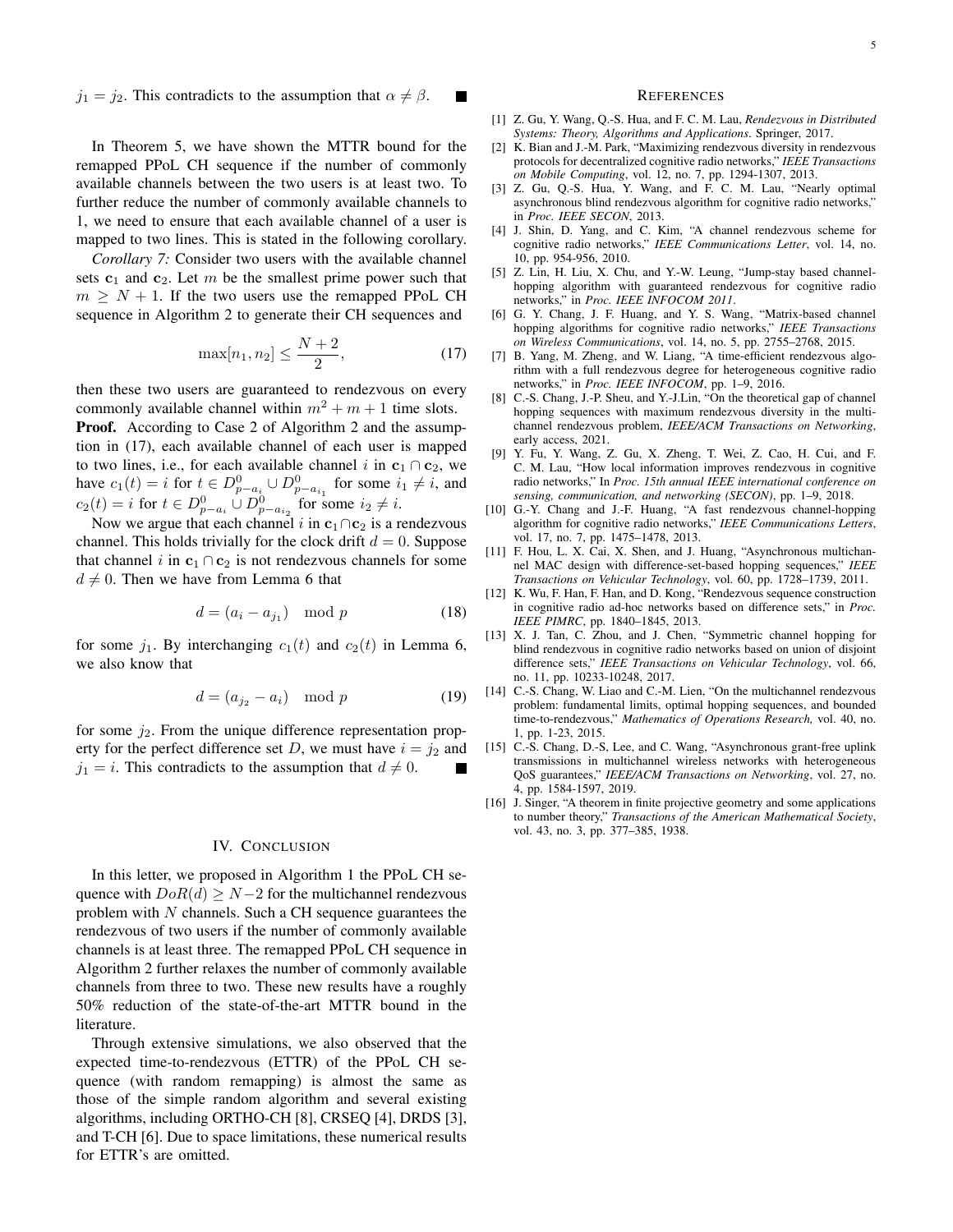$j_1 = j_2$. This contradicts to the assumption that $\alpha \neq \beta$. ∎

In Theorem 5, we have shown the MTTR bound for the remapped PPoL CH sequence if the number of commonly available channels between the two users is at least two. To further reduce the number of commonly available channels to 1, we need to ensure that each available channel of a user is mapped to two lines. This is stated in the following corollary.

*Corollary 7:* Consider two users with the available channel sets $\mathbf{c}_1$ and $\mathbf{c}_2$. Let $m$ be the smallest prime power such that $m \geq N+1$. If the two users use the remapped PPoL CH sequence in Algorithm 2 to generate their CH sequences and

$$\max[n_1, n_2] \leq \frac{N+2}{2}, \tag{17}$$

then these two users are guaranteed to rendezvous on every commonly available channel within $m^2+m+1$ time slots.

**Proof.** According to Case 2 of Algorithm 2 and the assumption in (17), each available channel of each user is mapped to two lines, i.e., for each available channel $i$ in $\mathbf{c}_1 \cap \mathbf{c}_2$, we have $c_1(t) = i$ for $t \in D^0_{p-a_i} \cup D^0_{p-a_{i_1}}$ for some $i_1 \neq i$, and $c_2(t) = i$ for $t \in D^0_{p-a_i} \cup D^0_{p-a_{i_2}}$ for some $i_2 \neq i$.

Now we argue that each channel $i$ in $\mathbf{c}_1 \cap \mathbf{c}_2$ is a rendezvous channel. This holds trivially for the clock drift $d=0$. Suppose that channel $i$ in $\mathbf{c}_1 \cap \mathbf{c}_2$ is not rendezvous channels for some $d \neq 0$. Then we have from Lemma 6 that

$$d = (a_i - a_{j_1}) \mod p \tag{18}$$

for some $j_1$. By interchanging $c_1(t)$ and $c_2(t)$ in Lemma 6, we also know that

$$d = (a_{j_2} - a_i) \mod p \tag{19}$$

for some $j_2$. From the unique difference representation property for the perfect difference set $D$, we must have $i = j_2$ and $j_1 = i$. This contradicts to the assumption that $d \neq 0$. ∎

## IV. Conclusion

In this letter, we proposed in Algorithm 1 the PPoL CH sequence with $DoR(d) \geq N-2$ for the multichannel rendezvous problem with $N$ channels. Such a CH sequence guarantees the rendezvous of two users if the number of commonly available channels is at least three. The remapped PPoL CH sequence in Algorithm 2 further relaxes the number of commonly available channels from three to two. These new results have a roughly 50% reduction of the state-of-the-art MTTR bound in the literature.

Through extensive simulations, we also observed that the expected time-to-rendezvous (ETTR) of the PPoL CH sequence (with random remapping) is almost the same as those of the simple random algorithm and several existing algorithms, including ORTHO-CH [8], CRSEQ [4], DRDS [3], and T-CH [6]. Due to space limitations, these numerical results for ETTR's are omitted.

## References

[1] Z. Gu, Y. Wang, Q.-S. Hua, and F. C. M. Lau, *Rendezvous in Distributed Systems: Theory, Algorithms and Applications*. Springer, 2017.

[2] K. Bian and J.-M. Park, "Maximizing rendezvous diversity in rendezvous protocols for decentralized cognitive radio networks," *IEEE Transactions on Mobile Computing*, vol. 12, no. 7, pp. 1294-1307, 2013.

[3] Z. Gu, Q.-S. Hua, Y. Wang, and F. C. M. Lau, "Nearly optimal asynchronous blind rendezvous algorithm for cognitive radio networks," in *Proc. IEEE SECON*, 2013.

[4] J. Shin, D. Yang, and C. Kim, "A channel rendezvous scheme for cognitive radio networks," *IEEE Communications Letter*, vol. 14, no. 10, pp. 954-956, 2010.

[5] Z. Lin, H. Liu, X. Chu, and Y.-W. Leung, "Jump-stay based channel-hopping algorithm with guaranteed rendezvous for cognitive radio networks," in *Proc. IEEE INFOCOM 2011*.

[6] G. Y. Chang, J. F. Huang, and Y. S. Wang, "Matrix-based channel hopping algorithms for cognitive radio networks," *IEEE Transactions on Wireless Communications*, vol. 14, no. 5, pp. 2755–2768, 2015.

[7] B. Yang, M. Zheng, and W. Liang, "A time-efficient rendezvous algorithm with a full rendezvous degree for heterogeneous cognitive radio networks," in *Proc. IEEE INFOCOM*, pp. 1–9, 2016.

[8] C.-S. Chang, J.-P. Sheu, and Y.-J.Lin, "On the theoretical gap of channel hopping sequences with maximum rendezvous diversity in the multichannel rendezvous problem, *IEEE/ACM Transactions on Networking*, early access, 2021.

[9] Y. Fu, Y. Wang, Z. Gu, X. Zheng, T. Wei, Z. Cao, H. Cui, and F. C. M. Lau, "How local information improves rendezvous in cognitive radio networks," In *Proc. 15th annual IEEE international conference on sensing, communication, and networking (SECON)*, pp. 1–9, 2018.

[10] G.-Y. Chang and J.-F. Huang, "A fast rendezvous channel-hopping algorithm for cognitive radio networks," *IEEE Communications Letters*, vol. 17, no. 7, pp. 1475–1478, 2013.

[11] F. Hou, L. X. Cai, X. Shen, and J. Huang, "Asynchronous multichannel MAC design with difference-set-based hopping sequences," *IEEE Transactions on Vehicular Technology*, vol. 60, pp. 1728–1739, 2011.

[12] K. Wu, F. Han, F. Han, and D. Kong, "Rendezvous sequence construction in cognitive radio ad-hoc networks based on difference sets," in *Proc. IEEE PIMRC*, pp. 1840–1845, 2013.

[13] X. J. Tan, C. Zhou, and J. Chen, "Symmetric channel hopping for blind rendezvous in cognitive radio networks based on union of disjoint difference sets," *IEEE Transactions on Vehicular Technology*, vol. 66, no. 11, pp. 10233-10248, 2017.

[14] C.-S. Chang, W. Liao and C.-M. Lien, "On the multichannel rendezvous problem: fundamental limits, optimal hopping sequences, and bounded time-to-rendezvous," *Mathematics of Operations Research,* vol. 40, no. 1, pp. 1-23, 2015.

[15] C.-S. Chang, D.-S, Lee, and C. Wang, "Asynchronous grant-free uplink transmissions in multichannel wireless networks with heterogeneous QoS guarantees," *IEEE/ACM Transactions on Networking*, vol. 27, no. 4, pp. 1584-1597, 2019.

[16] J. Singer, "A theorem in finite projective geometry and some applications to number theory," *Transactions of the American Mathematical Society*, vol. 43, no. 3, pp. 377–385, 1938.